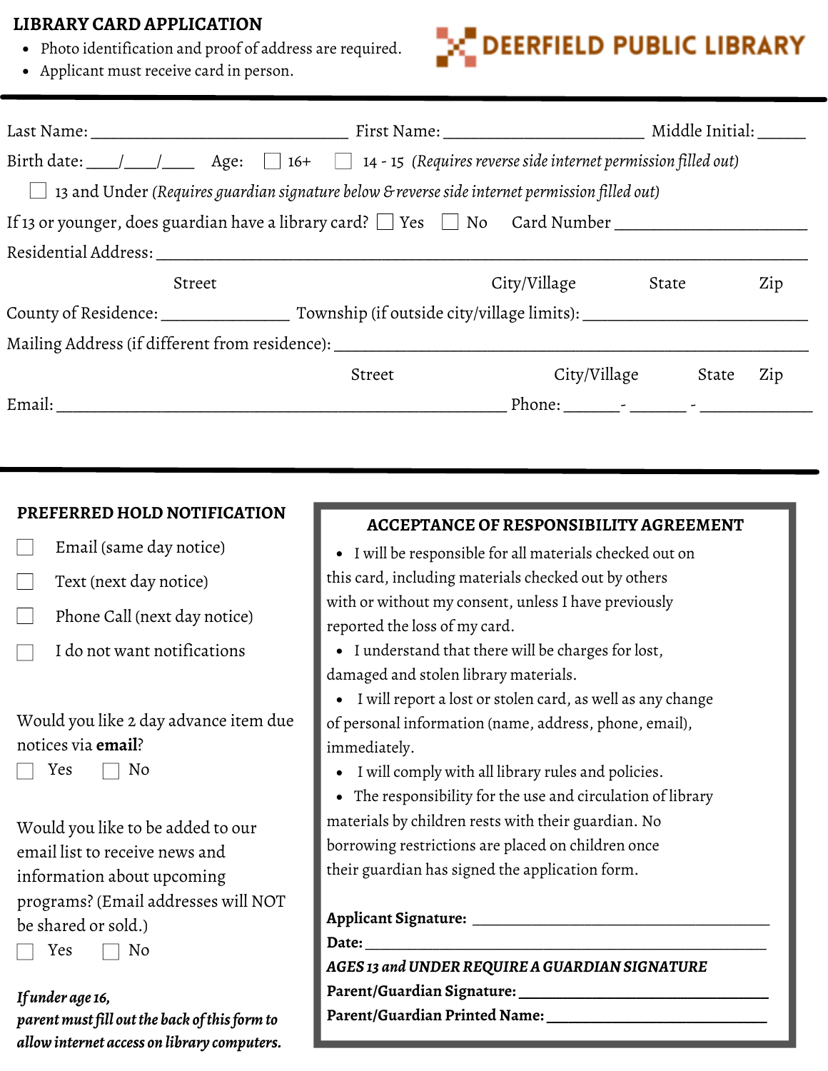## LIBRARY CARD APPLICATION

- Photo identification and proof of address are required.
- Applicant must receive card in person.

**DEERFIELD PUBLIC LIBRARY**

---

Last Name: ______________________________ First Name: _______________________ Middle Initial: _____

Birth date: ___/___/___ Age: ☐ 16+ ☐ 14 - 15 *(Requires reverse side internet permission filled out)*

☐ 13 and Under *(Requires guardian signature below & reverse side internet permission filled out)*

If 13 or younger, does guardian have a library card? ☐ Yes ☐ No Card Number ____________________

Residential Address: ______________________________________________________________________

Street City/Village State Zip

County of Residence: ______________ Township (if outside city/village limits): ______________________

Mailing Address (if different from residence): ________________________________________________

Street City/Village State Zip

Email: ______________________________________________ Phone: ______ - ______ - ___________

---

### PREFERRED HOLD NOTIFICATION

☐ Email (same day notice)

☐ Text (next day notice)

☐ Phone Call (next day notice)

☐ I do not want notifications

Would you like 2 day advance item due notices via **email**?

☐ Yes ☐ No

Would you like to be added to our email list to receive news and information about upcoming programs? (Email addresses will NOT be shared or sold.)

☐ Yes ☐ No

***If under age 16, parent must fill out the back of this form to allow internet access on library computers.***

### ACCEPTANCE OF RESPONSIBILITY AGREEMENT

- I will be responsible for all materials checked out on this card, including materials checked out by others with or without my consent, unless I have previously reported the loss of my card.
- I understand that there will be charges for lost, damaged and stolen library materials.
- I will report a lost or stolen card, as well as any change of personal information (name, address, phone, email), immediately.
- I will comply with all library rules and policies.
- The responsibility for the use and circulation of library materials by children rests with their guardian. No borrowing restrictions are placed on children once their guardian has signed the application form.

**Applicant Signature:** ________________________________

**Date:** ________________________________________

***AGES 13 and UNDER REQUIRE A GUARDIAN SIGNATURE***

**Parent/Guardian Signature:** ________________________

**Parent/Guardian Printed Name:** _____________________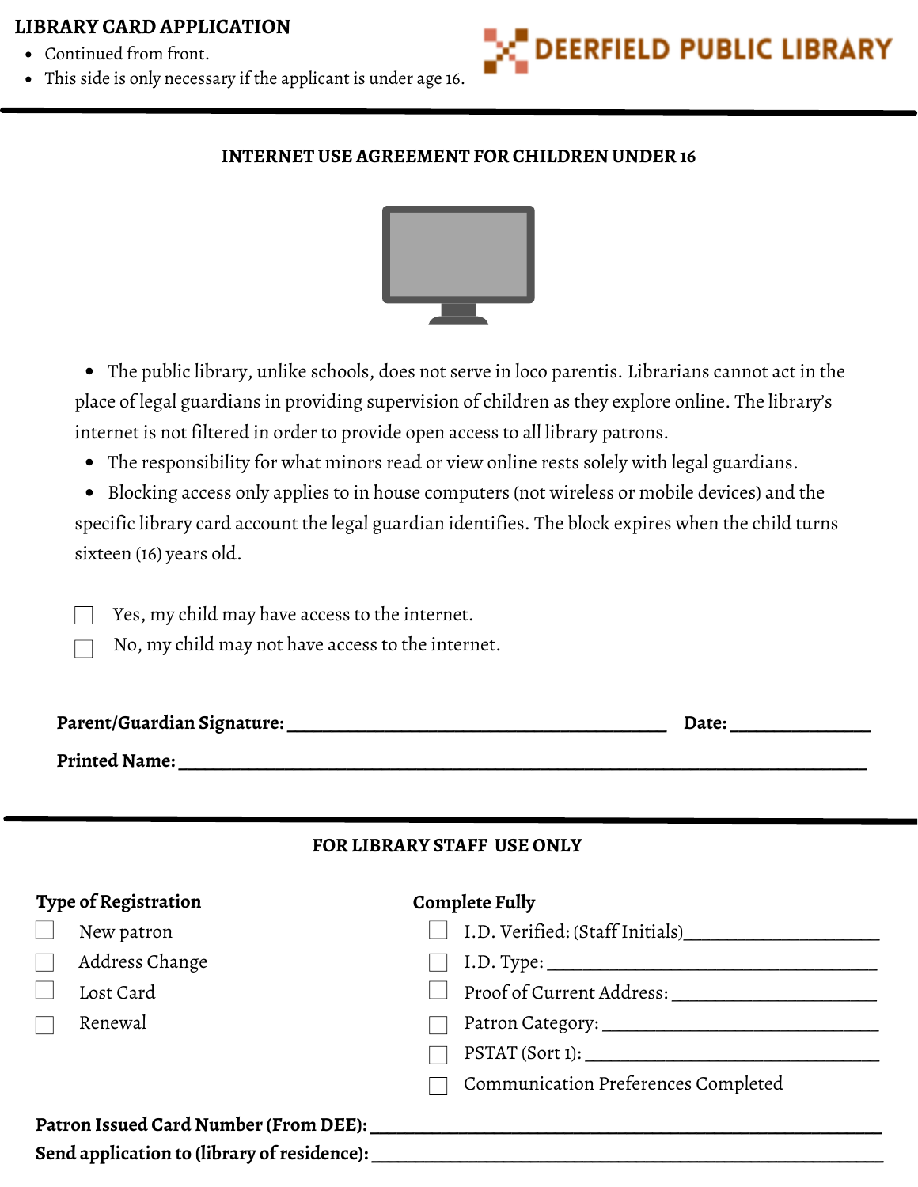## LIBRARY CARD APPLICATION

- Continued from front.
- This side is only necessary if the applicant is under age 16.

DEERFIELD PUBLIC LIBRARY

### INTERNET USE AGREEMENT FOR CHILDREN UNDER 16

- The public library, unlike schools, does not serve in loco parentis. Librarians cannot act in the place of legal guardians in providing supervision of children as they explore online. The library's internet is not filtered in order to provide open access to all library patrons.
- The responsibility for what minors read or view online rests solely with legal guardians.
- Blocking access only applies to in house computers (not wireless or mobile devices) and the specific library card account the legal guardian identifies. The block expires when the child turns sixteen (16) years old.

☐ Yes, my child may have access to the internet.

☐ No, my child may not have access to the internet.

**Parent/Guardian Signature:** ________________________ **Date:** ____________

**Printed Name:** ________________________________________

### FOR LIBRARY STAFF USE ONLY

**Type of Registration**

☐ New patron

☐ Address Change

☐ Lost Card

☐ Renewal

**Complete Fully**

☐ I.D. Verified: (Staff Initials)____________

☐ I.D. Type: ____________

☐ Proof of Current Address: ____________

☐ Patron Category: ____________

☐ PSTAT (Sort 1): ____________

☐ Communication Preferences Completed

**Patron Issued Card Number (From DEE):** ________________________

**Send application to (library of residence):** ________________________